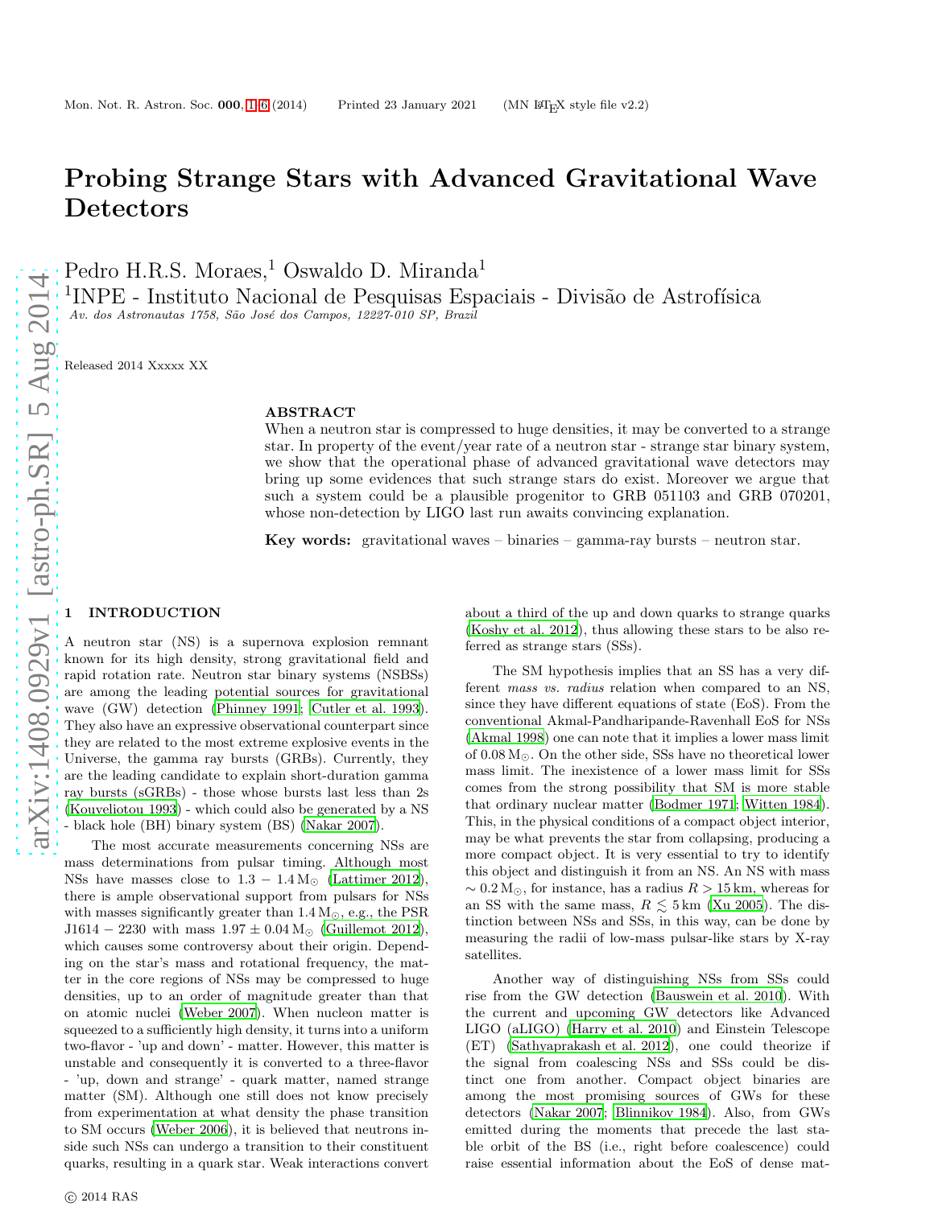# Probing Strange Stars with Advanced Gravitational Wave Detectors

Pedro H.R.S. Moraes,[1] Oswaldo D. Miranda[1]

[1]INPE - Instituto Nacional de Pesquisas Espaciais - Divisão de Astrofísica
*Av. dos Astronautas 1758, São José dos Campos, 12227-010 SP, Brazil*

Released 2014 Xxxxx XX

## ABSTRACT

When a neutron star is compressed to huge densities, it may be converted to a strange star. In property of the event/year rate of a neutron star - strange star binary system, we show that the operational phase of advanced gravitational wave detectors may bring up some evidences that such strange stars do exist. Moreover we argue that such a system could be a plausible progenitor to GRB 051103 and GRB 070201, whose non-detection by LIGO last run awaits convincing explanation.

**Key words:** gravitational waves – binaries – gamma-ray bursts – neutron star.

## 1 INTRODUCTION

A neutron star (NS) is a supernova explosion remnant known for its high density, strong gravitational field and rapid rotation rate. Neutron star binary systems (NSBSs) are among the leading potential sources for gravitational wave (GW) detection (Phinney 1991; Cutler et al. 1993). They also have an expressive observational counterpart since they are related to the most extreme explosive events in the Universe, the gamma ray bursts (GRBs). Currently, they are the leading candidate to explain short-duration gamma ray bursts (sGRBs) - those whose bursts last less than 2s (Kouveliotou 1993) - which could also be generated by a NS - black hole (BH) binary system (BS) (Nakar 2007).

The most accurate measurements concerning NSs are mass determinations from pulsar timing. Although most NSs have masses close to $1.3-1.4\,\mathrm{M}_{\odot}$ (Lattimer 2012), there is ample observational support from pulsars for NSs with masses significantly greater than $1.4\,\mathrm{M}_{\odot}$, e.g., the PSR J1614 − 2230 with mass $1.97\pm0.04\,\mathrm{M}_{\odot}$ (Guillemot 2012), which causes some controversy about their origin. Depending on the star's mass and rotational frequency, the matter in the core regions of NSs may be compressed to huge densities, up to an order of magnitude greater than that on atomic nuclei (Weber 2007). When nucleon matter is squeezed to a sufficiently high density, it turns into a uniform two-flavor - 'up and down' - matter. However, this matter is unstable and consequently it is converted to a three-flavor - 'up, down and strange' - quark matter, named strange matter (SM). Although one still does not know precisely from experimentation at what density the phase transition to SM occurs (Weber 2006), it is believed that neutrons inside such NSs can undergo a transition to their constituent quarks, resulting in a quark star. Weak interactions convert about a third of the up and down quarks to strange quarks (Koshy et al. 2012), thus allowing these stars to be also referred as strange stars (SSs).

The SM hypothesis implies that an SS has a very different *mass vs. radius* relation when compared to an NS, since they have different equations of state (EoS). From the conventional Akmal-Pandharipande-Ravenhall EoS for NSs (Akmal 1998) one can note that it implies a lower mass limit of $0.08\,\mathrm{M}_{\odot}$. On the other side, SSs have no theoretical lower mass limit. The inexistence of a lower mass limit for SSs comes from the strong possibility that SM is more stable that ordinary nuclear matter (Bodmer 1971; Witten 1984). This, in the physical conditions of a compact object interior, may be what prevents the star from collapsing, producing a more compact object. It is very essential to try to identify this object and distinguish it from an NS. An NS with mass $\sim 0.2\,\mathrm{M}_{\odot}$, for instance, has a radius $R > 15\,\mathrm{km}$, whereas for an SS with the same mass, $R \lesssim 5\,\mathrm{km}$ (Xu 2005). The distinction between NSs and SSs, in this way, can be done by measuring the radii of low-mass pulsar-like stars by X-ray satellites.

Another way of distinguishing NSs from SSs could rise from the GW detection (Bauswein et al. 2010). With the current and upcoming GW detectors like Advanced LIGO (aLIGO) (Harry et al. 2010) and Einstein Telescope (ET) (Sathyaprakash et al. 2012), one could theorize if the signal from coalescing NSs and SSs could be distinct one from another. Compact object binaries are among the most promising sources of GWs for these detectors (Nakar 2007; Blinnikov 1984). Also, from GWs emitted during the moments that precede the last stable orbit of the BS (i.e., right before coalescence) could raise essential information about the EoS of dense mat-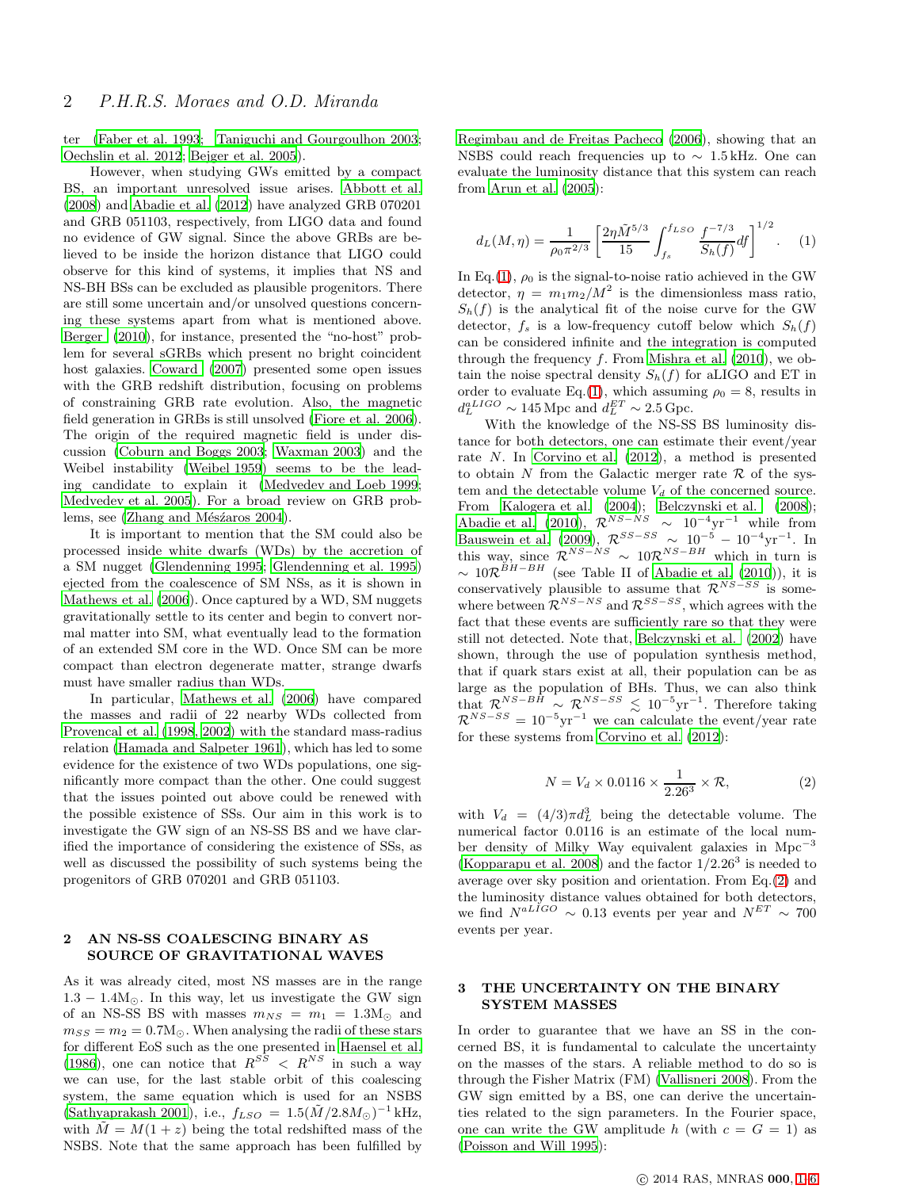ter (Faber et al. 1993; Taniguchi and Gourgoulhon 2003; Oechslin et al. 2012; Bejger et al. 2005).

However, when studying GWs emitted by a compact BS, an important unresolved issue arises. Abbott et al. (2008) and Abadie et al. (2012) have analyzed GRB 070201 and GRB 051103, respectively, from LIGO data and found no evidence of GW signal. Since the above GRBs are believed to be inside the horizon distance that LIGO could observe for this kind of systems, it implies that NS and NS-BH BSs can be excluded as plausible progenitors. There are still some uncertain and/or unsolved questions concerning these systems apart from what is mentioned above. Berger (2010), for instance, presented the "no-host" problem for several sGRBs which present no bright coincident host galaxies. Coward (2007) presented some open issues with the GRB redshift distribution, focusing on problems of constraining GRB rate evolution. Also, the magnetic field generation in GRBs is still unsolved (Fiore et al. 2006). The origin of the required magnetic field is under discussion (Coburn and Boggs 2003; Waxman 2003) and the Weibel instability (Weibel 1959) seems to be the leading candidate to explain it (Medvedev and Loeb 1999; Medvedev et al. 2005). For a broad review on GRB problems, see (Zhang and Mészáros 2004).

It is important to mention that the SM could also be processed inside white dwarfs (WDs) by the accretion of a SM nugget (Glendenning 1995; Glendenning et al. 1995) ejected from the coalescence of SM NSs, as it is shown in Mathews et al. (2006). Once captured by a WD, SM nuggets gravitationally settle to its center and begin to convert normal matter into SM, what eventually lead to the formation of an extended SM core in the WD. Once SM can be more compact than electron degenerate matter, strange dwarfs must have smaller radius than WDs.

In particular, Mathews et al. (2006) have compared the masses and radii of 22 nearby WDs collected from Provencal et al. (1998, 2002) with the standard mass-radius relation (Hamada and Salpeter 1961), which has led to some evidence for the existence of two WDs populations, one significantly more compact than the other. One could suggest that the issues pointed out above could be renewed with the possible existence of SSs. Our aim in this work is to investigate the GW sign of an NS-SS BS and we have clarified the importance of considering the existence of SSs, as well as discussed the possibility of such systems being the progenitors of GRB 070201 and GRB 051103.

## 2 AN NS-SS COALESCING BINARY AS SOURCE OF GRAVITATIONAL WAVES

As it was already cited, most NS masses are in the range $1.3 - 1.4\mathrm{M}_\odot$. In this way, let us investigate the GW sign of an NS-SS BS with masses $m_{NS} = m_1 = 1.3\mathrm{M}_\odot$ and $m_{SS} = m_2 = 0.7\mathrm{M}_\odot$. When analysing the radii of these stars for different EoS such as the one presented in Haensel et al. (1986), one can notice that $R^{SS} < R^{NS}$ in such a way we can use, for the last stable orbit of this coalescing system, the same equation which is used for an NSBS (Sathyaprakash 2001), i.e., $f_{LSO} = 1.5(\tilde{M}/2.8M_\odot)^{-1}$ kHz, with $\tilde{M} = M(1+z)$ being the total redshifted mass of the NSBS. Note that the same approach has been fulfilled by Regimbau and de Freitas Pacheco (2006), showing that an NSBS could reach frequencies up to $\sim 1.5$ kHz. One can evaluate the luminosity distance that this system can reach from Arun et al. (2005):

$$d_L(M,\eta) = \frac{1}{\rho_0 \pi^{2/3}} \left[ \frac{2\eta \tilde{M}^{5/3}}{15} \int_{f_s}^{f_{LSO}} \frac{f^{-7/3}}{S_h(f)} df \right]^{1/2}. \quad (1)$$

In Eq.(1), $\rho_0$ is the signal-to-noise ratio achieved in the GW detector, $\eta = m_1 m_2/M^2$ is the dimensionless mass ratio, $S_h(f)$ is the analytical fit of the noise curve for the GW detector, $f_s$ is a low-frequency cutoff below which $S_h(f)$ can be considered infinite and the integration is computed through the frequency $f$. From Mishra et al. (2010), we obtain the noise spectral density $S_h(f)$ for aLIGO and ET in order to evaluate Eq.(1), which assuming $\rho_0 = 8$, results in $d_L^{aLIGO} \sim 145$ Mpc and $d_L^{ET} \sim 2.5$ Gpc.

With the knowledge of the NS-SS BS luminosity distance for both detectors, one can estimate their event/year rate $N$. In Corvino et al. (2012), a method is presented to obtain $N$ from the Galactic merger rate $\mathcal{R}$ of the system and the detectable volume $V_d$ of the concerned source. From Kalogera et al. (2004); Belczynski et al. (2008); Abadie et al. (2010), $\mathcal{R}^{NS-NS} \sim 10^{-4}\mathrm{yr}^{-1}$ while from Bauswein et al. (2009), $\mathcal{R}^{SS-SS} \sim 10^{-5} - 10^{-4}\mathrm{yr}^{-1}$. In this way, since $\mathcal{R}^{NS-NS} \sim 10\mathcal{R}^{NS-BH}$ which in turn is $\sim 10\mathcal{R}^{BH-BH}$ (see Table II of Abadie et al. (2010)), it is conservatively plausible to assume that $\mathcal{R}^{NS-SS}$ is somewhere between $\mathcal{R}^{NS-NS}$ and $\mathcal{R}^{SS-SS}$, which agrees with the fact that these events are sufficiently rare so that they were still not detected. Note that, Belczynski et al. (2002) have shown, through the use of population synthesis method, that if quark stars exist at all, their population can be as large as the population of BHs. Thus, we can also think that $\mathcal{R}^{NS-BH} \sim \mathcal{R}^{NS-SS} \lesssim 10^{-5}\mathrm{yr}^{-1}$. Therefore taking $\mathcal{R}^{NS-SS} = 10^{-5}\mathrm{yr}^{-1}$ we can calculate the event/year rate for these systems from Corvino et al. (2012):

$$N = V_d \times 0.0116 \times \frac{1}{2.26^3} \times \mathcal{R}, \quad (2)$$

with $V_d = (4/3)\pi d_L^3$ being the detectable volume. The numerical factor 0.0116 is an estimate of the local number density of Milky Way equivalent galaxies in $\mathrm{Mpc}^{-3}$ (Kopparapu et al. 2008) and the factor $1/2.26^3$ is needed to average over sky position and orientation. From Eq.(2) and the luminosity distance values obtained for both detectors, we find $N^{aLIGO} \sim 0.13$ events per year and $N^{ET} \sim 700$ events per year.

## 3 THE UNCERTAINTY ON THE BINARY SYSTEM MASSES

In order to guarantee that we have an SS in the concerned BS, it is fundamental to calculate the uncertainty on the masses of the stars. A reliable method to do so is through the Fisher Matrix (FM) (Vallisneri 2008). From the GW sign emitted by a BS, one can derive the uncertainties related to the sign parameters. In the Fourier space, one can write the GW amplitude $h$ (with $c = G = 1$) as (Poisson and Will 1995):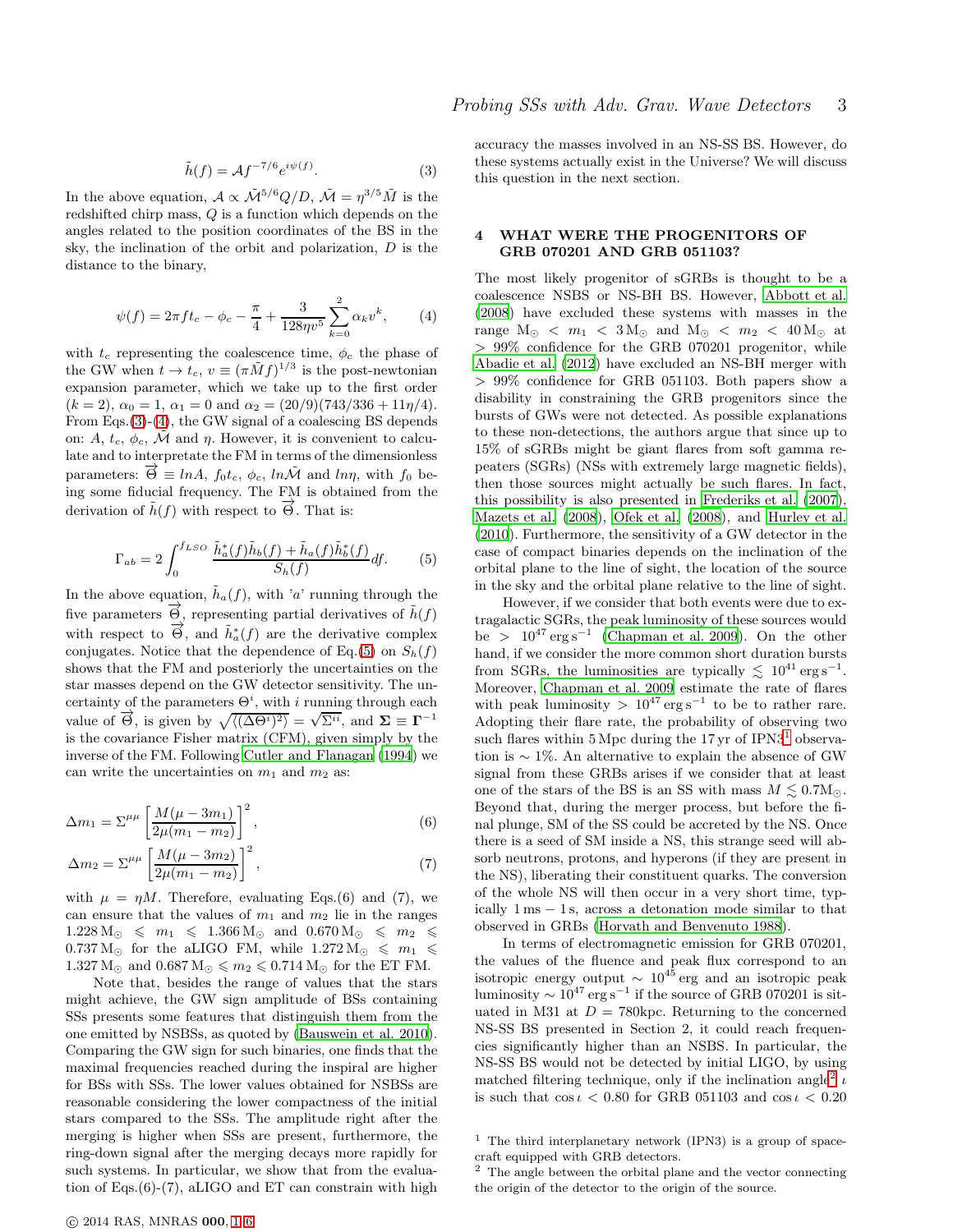$$\tilde{h}(f) = \mathcal{A} f^{-7/6} e^{i\psi(f)}. \tag{3}$$

In the above equation, $\mathcal{A} \propto \tilde{\mathcal{M}}^{5/6} Q/D$, $\tilde{\mathcal{M}} = \eta^{3/5}\tilde{M}$ is the redshifted chirp mass, $Q$ is a function which depends on the angles related to the position coordinates of the BS in the sky, the inclination of the orbit and polarization, $D$ is the distance to the binary,

$$\psi(f) = 2\pi f t_c - \phi_c - \frac{\pi}{4} + \frac{3}{128\eta v^5}\sum_{k=0}^{2}\alpha_k v^k, \tag{4}$$

with $t_c$ representing the coalescence time, $\phi_c$ the phase of the GW when $t \to t_c$, $v \equiv (\pi \tilde{M} f)^{1/3}$ is the post-newtonian expansion parameter, which we take up to the first order ($k = 2$), $\alpha_0 = 1$, $\alpha_1 = 0$ and $\alpha_2 = (20/9)(743/336 + 11\eta/4)$. From Eqs.(3)-(4), the GW signal of a coalescing BS depends on: $A$, $t_c$, $\phi_c$, $\tilde{\mathcal{M}}$ and $\eta$. However, it is convenient to calculate and to interpretate the FM in terms of the dimensionless parameters: $\overrightarrow{\Theta} \equiv lnA$, $f_0 t_c$, $\phi_c$, $ln\tilde{\mathcal{M}}$ and $ln\eta$, with $f_0$ being some fiducial frequency. The FM is obtained from the derivation of $\tilde{h}(f)$ with respect to $\overrightarrow{\Theta}$. That is:

$$\Gamma_{ab} = 2\int_0^{f_{LSO}} \frac{\tilde{h}_a^*(f)\tilde{h}_b(f) + \tilde{h}_a(f)\tilde{h}_b^*(f)}{S_h(f)} df. \tag{5}$$

In the above equation, $\tilde{h}_a(f)$, with '$a$' running through the five parameters $\overrightarrow{\Theta}$, representing partial derivatives of $\tilde{h}(f)$ with respect to $\overrightarrow{\Theta}$, and $\tilde{h}_a^*(f)$ are the derivative complex conjugates. Notice that the dependence of Eq.(5) on $S_h(f)$ shows that the FM and posteriorly the uncertainties on the star masses depend on the GW detector sensitivity. The uncertainty of the parameters $\Theta^i$, with $i$ running through each value of $\overrightarrow{\Theta}$, is given by $\sqrt{\langle(\Delta\Theta^i)^2\rangle} = \sqrt{\Sigma^{ii}}$, and $\mathbf{\Sigma} \equiv \mathbf{\Gamma}^{-1}$ is the covariance Fisher matrix (CFM), given simply by the inverse of the FM. Following Cutler and Flanagan (1994) we can write the uncertainties on $m_1$ and $m_2$ as:

$$\Delta m_1 = \Sigma^{\mu\mu}\left[\frac{M(\mu - 3m_1)}{2\mu(m_1 - m_2)}\right]^2, \tag{6}$$

$$\Delta m_2 = \Sigma^{\mu\mu}\left[\frac{M(\mu - 3m_2)}{2\mu(m_1 - m_2)}\right]^2, \tag{7}$$

with $\mu = \eta M$. Therefore, evaluating Eqs.(6) and (7), we can ensure that the values of $m_1$ and $m_2$ lie in the ranges $1.228\,\mathrm{M}_\odot \leqslant m_1 \leqslant 1.366\,\mathrm{M}_\odot$ and $0.670\,\mathrm{M}_\odot \leqslant m_2 \leqslant 0.737\,\mathrm{M}_\odot$ for the aLIGO FM, while $1.272\,\mathrm{M}_\odot \leqslant m_1 \leqslant 1.327\,\mathrm{M}_\odot$ and $0.687\,\mathrm{M}_\odot \leqslant m_2 \leqslant 0.714\,\mathrm{M}_\odot$ for the ET FM.

Note that, besides the range of values that the stars might achieve, the GW sign amplitude of BSs containing SSs presents some features that distinguish them from the one emitted by NSBSs, as quoted by (Bauswein et al. 2010). Comparing the GW sign for such binaries, one finds that the maximal frequencies reached during the inspiral are higher for BSs with SSs. The lower values obtained for NSBSs are reasonable considering the lower compactness of the initial stars compared to the SSs. The amplitude right after the merging is higher when SSs are present, furthermore, the ring-down signal after the merging decays more rapidly for such systems. In particular, we show that from the evaluation of Eqs.(6)-(7), aLIGO and ET can constrain with high accuracy the masses involved in an NS-SS BS. However, do these systems actually exist in the Universe? We will discuss this question in the next section.

## 4 WHAT WERE THE PROGENITORS OF GRB 070201 AND GRB 051103?

The most likely progenitor of sGRBs is thought to be a coalescence NSBS or NS-BH BS. However, Abbott et al. (2008) have excluded these systems with masses in the range $\mathrm{M}_\odot < m_1 < 3\,\mathrm{M}_\odot$ and $\mathrm{M}_\odot < m_2 < 40\,\mathrm{M}_\odot$ at $> 99\%$ confidence for the GRB 070201 progenitor, while Abadie et al. (2012) have excluded an NS-BH merger with $> 99\%$ confidence for GRB 051103. Both papers show a disability in constraining the GRB progenitors since the bursts of GWs were not detected. As possible explanations to these non-detections, the authors argue that since up to 15% of sGRBs might be giant flares from soft gamma repeaters (SGRs) (NSs with extremely large magnetic fields), then those sources might actually be such flares. In fact, this possibility is also presented in Frederiks et al. (2007), Mazets et al. (2008), Ofek et al. (2008), and Hurley et al. (2010). Furthermore, the sensitivity of a GW detector in the case of compact binaries depends on the inclination of the orbital plane to the line of sight, the location of the source in the sky and the orbital plane relative to the line of sight.

However, if we consider that both events were due to extragalactic SGRs, the peak luminosity of these sources would be $> 10^{47}\,\mathrm{erg\,s^{-1}}$ (Chapman et al. 2009). On the other hand, if we consider the more common short duration bursts from SGRs, the luminosities are typically $\lesssim 10^{41}\,\mathrm{erg\,s^{-1}}$. Moreover, Chapman et al. 2009 estimate the rate of flares with peak luminosity $> 10^{47}\,\mathrm{erg\,s^{-1}}$ to be to rather rare. Adopting their flare rate, the probability of observing two such flares within 5 Mpc during the 17 yr of IPN3[1] observation is $\sim 1\%$. An alternative to explain the absence of GW signal from these GRBs arises if we consider that at least one of the stars of the BS is an SS with mass $M \lesssim 0.7\mathrm{M}_\odot$. Beyond that, during the merger process, but before the final plunge, SM of the SS could be accreted by the NS. Once there is a seed of SM inside a NS, this strange seed will absorb neutrons, protons, and hyperons (if they are present in the NS), liberating their constituent quarks. The conversion of the whole NS will then occur in a very short time, typically 1 ms − 1 s, across a detonation mode similar to that observed in GRBs (Horvath and Benvenuto 1988).

In terms of electromagnetic emission for GRB 070201, the values of the fluence and peak flux correspond to an isotropic energy output $\sim 10^{45}$ erg and an isotropic peak luminosity $\sim 10^{47}\,\mathrm{erg\,s^{-1}}$ if the source of GRB 070201 is situated in M31 at $D = 780$kpc. Returning to the concerned NS-SS BS presented in Section 2, it could reach frequencies significantly higher than an NSBS. In particular, the NS-SS BS would not be detected by initial LIGO, by using matched filtering technique, only if the inclination angle[2] $\iota$ is such that $\cos\iota < 0.80$ for GRB 051103 and $\cos\iota < 0.20$

[1] The third interplanetary network (IPN3) is a group of spacecraft equipped with GRB detectors.

[2] The angle between the orbital plane and the vector connecting the origin of the detector to the origin of the source.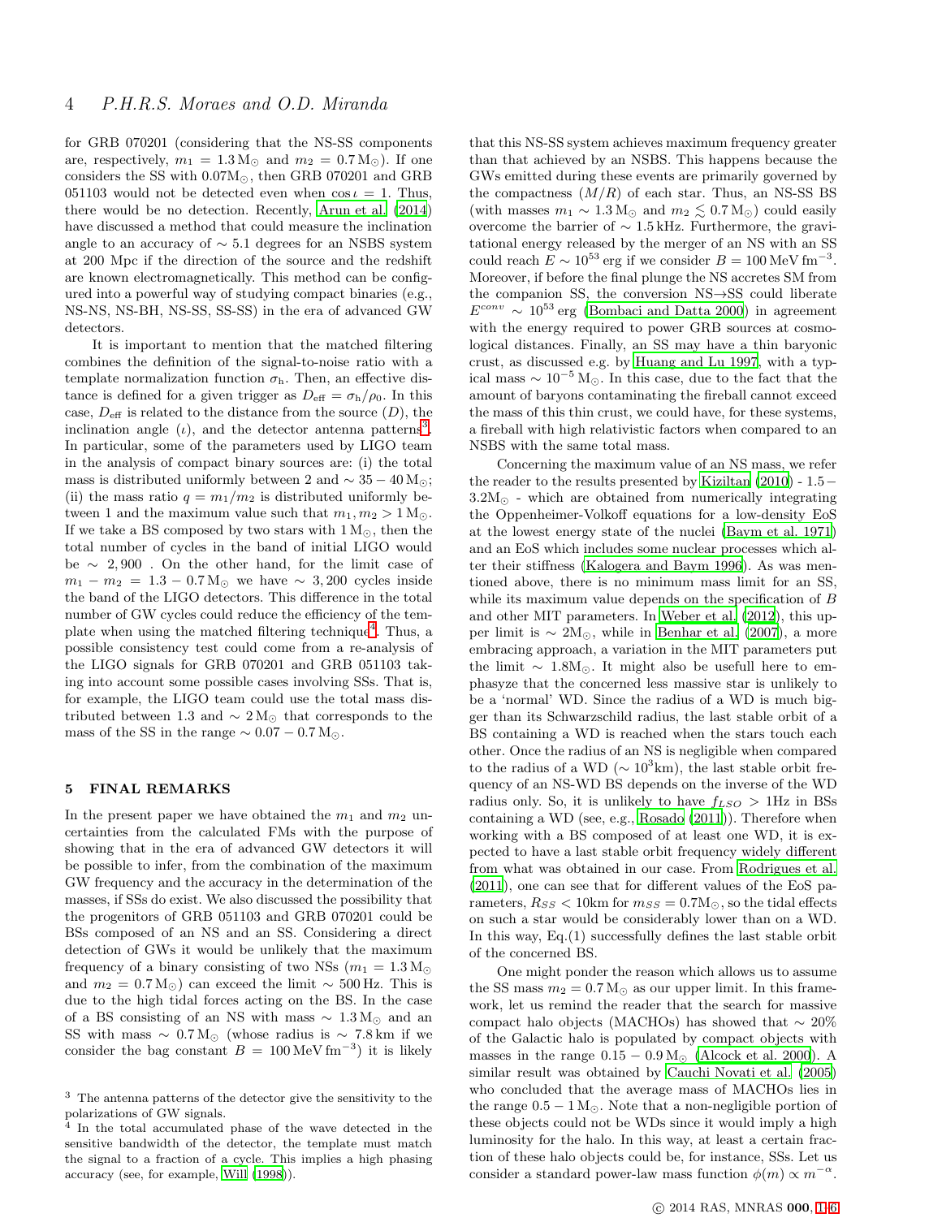for GRB 070201 (considering that the NS-SS components are, respectively, $m_1 = 1.3\,\mathrm{M}_\odot$ and $m_2 = 0.7\,\mathrm{M}_\odot$). If one considers the SS with $0.07\mathrm{M}_\odot$, then GRB 070201 and GRB 051103 would not be detected even when $\cos\iota = 1$. Thus, there would be no detection. Recently, Arun et al. (2014) have discussed a method that could measure the inclination angle to an accuracy of $\sim 5.1$ degrees for an NSBS system at 200 Mpc if the direction of the source and the redshift are known electromagnetically. This method can be configured into a powerful way of studying compact binaries (e.g., NS-NS, NS-BH, NS-SS, SS-SS) in the era of advanced GW detectors.

It is important to mention that the matched filtering combines the definition of the signal-to-noise ratio with a template normalization function $\sigma_{\mathrm{h}}$. Then, an effective distance is defined for a given trigger as $D_{\mathrm{eff}} = \sigma_{\mathrm{h}}/\rho_0$. In this case, $D_{\mathrm{eff}}$ is related to the distance from the source ($D$), the inclination angle ($\iota$), and the detector antenna patterns[3]. In particular, some of the parameters used by LIGO team in the analysis of compact binary sources are: (i) the total mass is distributed uniformly between 2 and $\sim 35-40\,\mathrm{M}_\odot$; (ii) the mass ratio $q = m_1/m_2$ is distributed uniformly between 1 and the maximum value such that $m_1, m_2 > 1\,\mathrm{M}_\odot$. If we take a BS composed by two stars with $1\,\mathrm{M}_\odot$, then the total number of cycles in the band of initial LIGO would be $\sim 2,900$ . On the other hand, for the limit case of $m_1 - m_2 = 1.3 - 0.7\,\mathrm{M}_\odot$ we have $\sim 3,200$ cycles inside the band of the LIGO detectors. This difference in the total number of GW cycles could reduce the efficiency of the template when using the matched filtering technique[4]. Thus, a possible consistency test could come from a re-analysis of the LIGO signals for GRB 070201 and GRB 051103 taking into account some possible cases involving SSs. That is, for example, the LIGO team could use the total mass distributed between 1.3 and $\sim 2\,\mathrm{M}_\odot$ that corresponds to the mass of the SS in the range $\sim 0.07 - 0.7\,\mathrm{M}_\odot$.

## 5 FINAL REMARKS

In the present paper we have obtained the $m_1$ and $m_2$ uncertainties from the calculated FMs with the purpose of showing that in the era of advanced GW detectors it will be possible to infer, from the combination of the maximum GW frequency and the accuracy in the determination of the masses, if SSs do exist. We also discussed the possibility that the progenitors of GRB 051103 and GRB 070201 could be BSs composed of an NS and an SS. Considering a direct detection of GWs it would be unlikely that the maximum frequency of a binary consisting of two NSs ($m_1 = 1.3\,\mathrm{M}_\odot$ and $m_2 = 0.7\,\mathrm{M}_\odot$) can exceed the limit $\sim 500\,\mathrm{Hz}$. This is due to the high tidal forces acting on the BS. In the case of a BS consisting of an NS with mass $\sim 1.3\,\mathrm{M}_\odot$ and an SS with mass $\sim 0.7\,\mathrm{M}_\odot$ (whose radius is $\sim 7.8\,\mathrm{km}$ if we consider the bag constant $B = 100\,\mathrm{MeV\,fm}^{-3}$) it is likely that this NS-SS system achieves maximum frequency greater than that achieved by an NSBS. This happens because the GWs emitted during these events are primarily governed by the compactness ($M/R$) of each star. Thus, an NS-SS BS (with masses $m_1 \sim 1.3\,\mathrm{M}_\odot$ and $m_2 \lesssim 0.7\,\mathrm{M}_\odot$) could easily overcome the barrier of $\sim 1.5\,\mathrm{kHz}$. Furthermore, the gravitational energy released by the merger of an NS with an SS could reach $E \sim 10^{53}\,\mathrm{erg}$ if we consider $B = 100\,\mathrm{MeV\,fm}^{-3}$. Moreover, if before the final plunge the NS accretes SM from the companion SS, the conversion NS$\rightarrow$SS could liberate $E^{conv} \sim 10^{53}\,\mathrm{erg}$ (Bombaci and Datta 2000) in agreement with the energy required to power GRB sources at cosmological distances. Finally, an SS may have a thin baryonic crust, as discussed e.g. by Huang and Lu 1997, with a typical mass $\sim 10^{-5}\,\mathrm{M}_\odot$. In this case, due to the fact that the amount of baryons contaminating the fireball cannot exceed the mass of this thin crust, we could have, for these systems, a fireball with high relativistic factors when compared to an NSBS with the same total mass.

Concerning the maximum value of an NS mass, we refer the reader to the results presented by Kiziltan (2010) - $1.5 - 3.2\mathrm{M}_\odot$ - which are obtained from numerically integrating the Oppenheimer-Volkoff equations for a low-density EoS at the lowest energy state of the nuclei (Baym et al. 1971) and an EoS which includes some nuclear processes which alter their stiffness (Kalogera and Baym 1996). As was mentioned above, there is no minimum mass limit for an SS, while its maximum value depends on the specification of $B$ and other MIT parameters. In Weber et al. (2012), this upper limit is $\sim 2\mathrm{M}_\odot$, while in Benhar et al. (2007), a more embracing approach, a variation in the MIT parameters put the limit $\sim 1.8\mathrm{M}_\odot$. It might also be usefull here to emphasyze that the concerned less massive star is unlikely to be a 'normal' WD. Since the radius of a WD is much bigger than its Schwarzschild radius, the last stable orbit of a BS containing a WD is reached when the stars touch each other. Once the radius of an NS is negligible when compared to the radius of a WD ($\sim 10^3$km), the last stable orbit frequency of an NS-WD BS depends on the inverse of the WD radius only. So, it is unlikely to have $f_{LSO} > 1$Hz in BSs containing a WD (see, e.g., Rosado (2011)). Therefore when working with a BS composed of at least one WD, it is expected to have a last stable orbit frequency widely different from what was obtained in our case. From Rodrigues et al. (2011), one can see that for different values of the EoS parameters, $R_{SS} < 10$km for $m_{SS} = 0.7\mathrm{M}_\odot$, so the tidal effects on such a star would be considerably lower than on a WD. In this way, Eq.(1) successfully defines the last stable orbit of the concerned BS.

One might ponder the reason which allows us to assume the SS mass $m_2 = 0.7\,\mathrm{M}_\odot$ as our upper limit. In this framework, let us remind the reader that the search for massive compact halo objects (MACHOs) has showed that $\sim 20\%$ of the Galactic halo is populated by compact objects with masses in the range $0.15 - 0.9\,\mathrm{M}_\odot$ (Alcock et al. 2000). A similar result was obtained by Cauchi Novati et al. (2005) who concluded that the average mass of MACHOs lies in the range $0.5 - 1\,\mathrm{M}_\odot$. Note that a non-negligible portion of these objects could not be WDs since it would imply a high luminosity for the halo. In this way, at least a certain fraction of these halo objects could be, for instance, SSs. Let us consider a standard power-law mass function $\phi(m) \propto m^{-\alpha}$.

---

[3] The antenna patterns of the detector give the sensitivity to the polarizations of GW signals.

[4] In the total accumulated phase of the wave detected in the sensitive bandwidth of the detector, the template must match the signal to a fraction of a cycle. This implies a high phasing accuracy (see, for example, Will (1998)).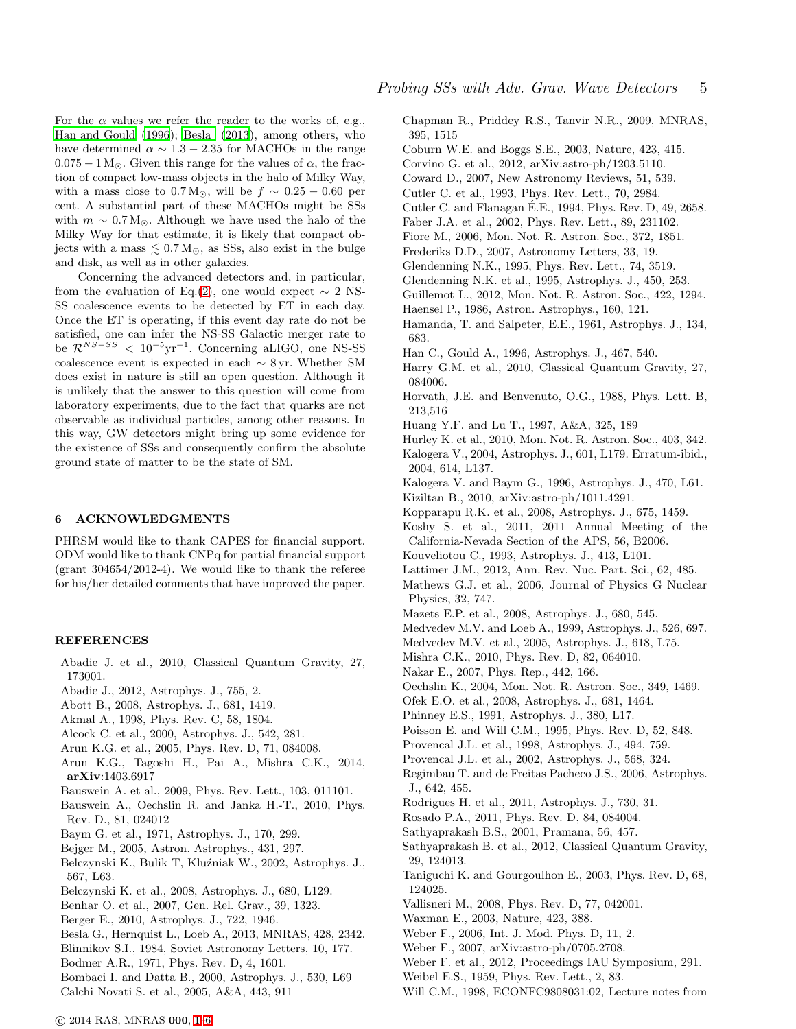For the $\alpha$ values we refer the reader to the works of, e.g., Han and Gould (1996); Besla (2013), among others, who have determined $\alpha \sim 1.3 - 2.35$ for MACHOs in the range $0.075 - 1\,\mathrm{M}_{\odot}$. Given this range for the values of $\alpha$, the fraction of compact low-mass objects in the halo of Milky Way, with a mass close to $0.7\,\mathrm{M}_{\odot}$, will be $f \sim 0.25 - 0.60$ per cent. A substantial part of these MACHOs might be SSs with $m \sim 0.7\,\mathrm{M}_{\odot}$. Although we have used the halo of the Milky Way for that estimate, it is likely that compact objects with a mass $\lesssim 0.7\,\mathrm{M}_{\odot}$, as SSs, also exist in the bulge and disk, as well as in other galaxies.

Concerning the advanced detectors and, in particular, from the evaluation of Eq.(2), one would expect $\sim 2$ NS-SS coalescence events to be detected by ET in each day. Once the ET is operating, if this event day rate do not be satisfied, one can infer the NS-SS Galactic merger rate to be $\mathcal{R}^{NS-SS} < 10^{-5}\mathrm{yr}^{-1}$. Concerning aLIGO, one NS-SS coalescence event is expected in each $\sim 8\,\mathrm{yr}$. Whether SM does exist in nature is still an open question. Although it is unlikely that the answer to this question will come from laboratory experiments, due to the fact that quarks are not observable as individual particles, among other reasons. In this way, GW detectors might bring up some evidence for the existence of SSs and consequently confirm the absolute ground state of matter to be the state of SM.

## 6 ACKNOWLEDGMENTS

PHRSM would like to thank CAPES for financial support. ODM would like to thank CNPq for partial financial support (grant 304654/2012-4). We would like to thank the referee for his/her detailed comments that have improved the paper.

## REFERENCES

Abadie J. et al., 2010, Classical Quantum Gravity, 27, 173001.
Abadie J., 2012, Astrophys. J., 755, 2.
Abott B., 2008, Astrophys. J., 681, 1419.
Akmal A., 1998, Phys. Rev. C, 58, 1804.
Alcock C. et al., 2000, Astrophys. J., 542, 281.
Arun K.G. et al., 2005, Phys. Rev. D, 71, 084008.
Arun K.G., Tagoshi H., Pai A., Mishra C.K., 2014, **arXiv**:1403.6917
Bauswein A. et al., 2009, Phys. Rev. Lett., 103, 011101.
Bauswein A., Oechslin R. and Janka H.-T., 2010, Phys. Rev. D., 81, 024012
Baym G. et al., 1971, Astrophys. J., 170, 299.
Bejger M., 2005, Astron. Astrophys., 431, 297.
Belczynski K., Bulik T, Kluźniak W., 2002, Astrophys. J., 567, L63.
Belczynski K. et al., 2008, Astrophys. J., 680, L129.
Benhar O. et al., 2007, Gen. Rel. Grav., 39, 1323.
Berger E., 2010, Astrophys. J., 722, 1946.
Besla G., Hernquist L., Loeb A., 2013, MNRAS, 428, 2342.
Blinnikov S.I., 1984, Soviet Astronomy Letters, 10, 177.
Bodmer A.R., 1971, Phys. Rev. D, 4, 1601.
Bombaci I. and Datta B., 2000, Astrophys. J., 530, L69
Calchi Novati S. et al., 2005, A&A, 443, 911
Chapman R., Priddey R.S., Tanvir N.R., 2009, MNRAS, 395, 1515
Coburn W.E. and Boggs S.E., 2003, Nature, 423, 415.
Corvino G. et al., 2012, arXiv:astro-ph/1203.5110.
Coward D., 2007, New Astronomy Reviews, 51, 539.
Cutler C. et al., 1993, Phys. Rev. Lett., 70, 2984.
Cutler C. and Flanagan É.E., 1994, Phys. Rev. D, 49, 2658.
Faber J.A. et al., 2002, Phys. Rev. Lett., 89, 231102.
Fiore M., 2006, Mon. Not. R. Astron. Soc., 372, 1851.
Frederiks D.D., 2007, Astronomy Letters, 33, 19.
Glendenning N.K., 1995, Phys. Rev. Lett., 74, 3519.
Glendenning N.K. et al., 1995, Astrophys. J., 450, 253.
Guillemot L., 2012, Mon. Not. R. Astron. Soc., 422, 1294.
Haensel P., 1986, Astron. Astrophys., 160, 121.
Hamanda, T. and Salpeter, E.E., 1961, Astrophys. J., 134, 683.
Han C., Gould A., 1996, Astrophys. J., 467, 540.
Harry G.M. et al., 2010, Classical Quantum Gravity, 27, 084006.
Horvath, J.E. and Benvenuto, O.G., 1988, Phys. Lett. B, 213,516
Huang Y.F. and Lu T., 1997, A&A, 325, 189
Hurley K. et al., 2010, Mon. Not. R. Astron. Soc., 403, 342.
Kalogera V., 2004, Astrophys. J., 601, L179. Erratum-ibid., 2004, 614, L137.
Kalogera V. and Baym G., 1996, Astrophys. J., 470, L61.
Kiziltan B., 2010, arXiv:astro-ph/1011.4291.
Kopparapu R.K. et al., 2008, Astrophys. J., 675, 1459.
Koshy S. et al., 2011, 2011 Annual Meeting of the California-Nevada Section of the APS, 56, B2006.
Kouveliotou C., 1993, Astrophys. J., 413, L101.
Lattimer J.M., 2012, Ann. Rev. Nuc. Part. Sci., 62, 485.
Mathews G.J. et al., 2006, Journal of Physics G Nuclear Physics, 32, 747.
Mazets E.P. et al., 2008, Astrophys. J., 680, 545.
Medvedev M.V. and Loeb A., 1999, Astrophys. J., 526, 697.
Medvedev M.V. et al., 2005, Astrophys. J., 618, L75.
Mishra C.K., 2010, Phys. Rev. D, 82, 064010.
Nakar E., 2007, Phys. Rep., 442, 166.
Oechslin K., 2004, Mon. Not. R. Astron. Soc., 349, 1469.
Ofek E.O. et al., 2008, Astrophys. J., 681, 1464.
Phinney E.S., 1991, Astrophys. J., 380, L17.
Poisson E. and Will C.M., 1995, Phys. Rev. D, 52, 848.
Provencal J.L. et al., 1998, Astrophys. J., 494, 759.
Provencal J.L. et al., 2002, Astrophys. J., 568, 324.
Regimbau T. and de Freitas Pacheco J.S., 2006, Astrophys. J., 642, 455.
Rodrigues H. et al., 2011, Astrophys. J., 730, 31.
Rosado P.A., 2011, Phys. Rev. D, 84, 084004.
Sathyaprakash B.S., 2001, Pramana, 56, 457.
Sathyaprakash B. et al., 2012, Classical Quantum Gravity, 29, 124013.
Taniguchi K. and Gourgoulhon E., 2003, Phys. Rev. D, 68, 124025.
Vallisneri M., 2008, Phys. Rev. D, 77, 042001.
Waxman E., 2003, Nature, 423, 388.
Weber F., 2006, Int. J. Mod. Phys. D, 11, 2.
Weber F., 2007, arXiv:astro-ph/0705.2708.
Weber F. et al., 2012, Proceedings IAU Symposium, 291.
Weibel E.S., 1959, Phys. Rev. Lett., 2, 83.
Will C.M., 1998, ECONFC9808031:02, Lecture notes from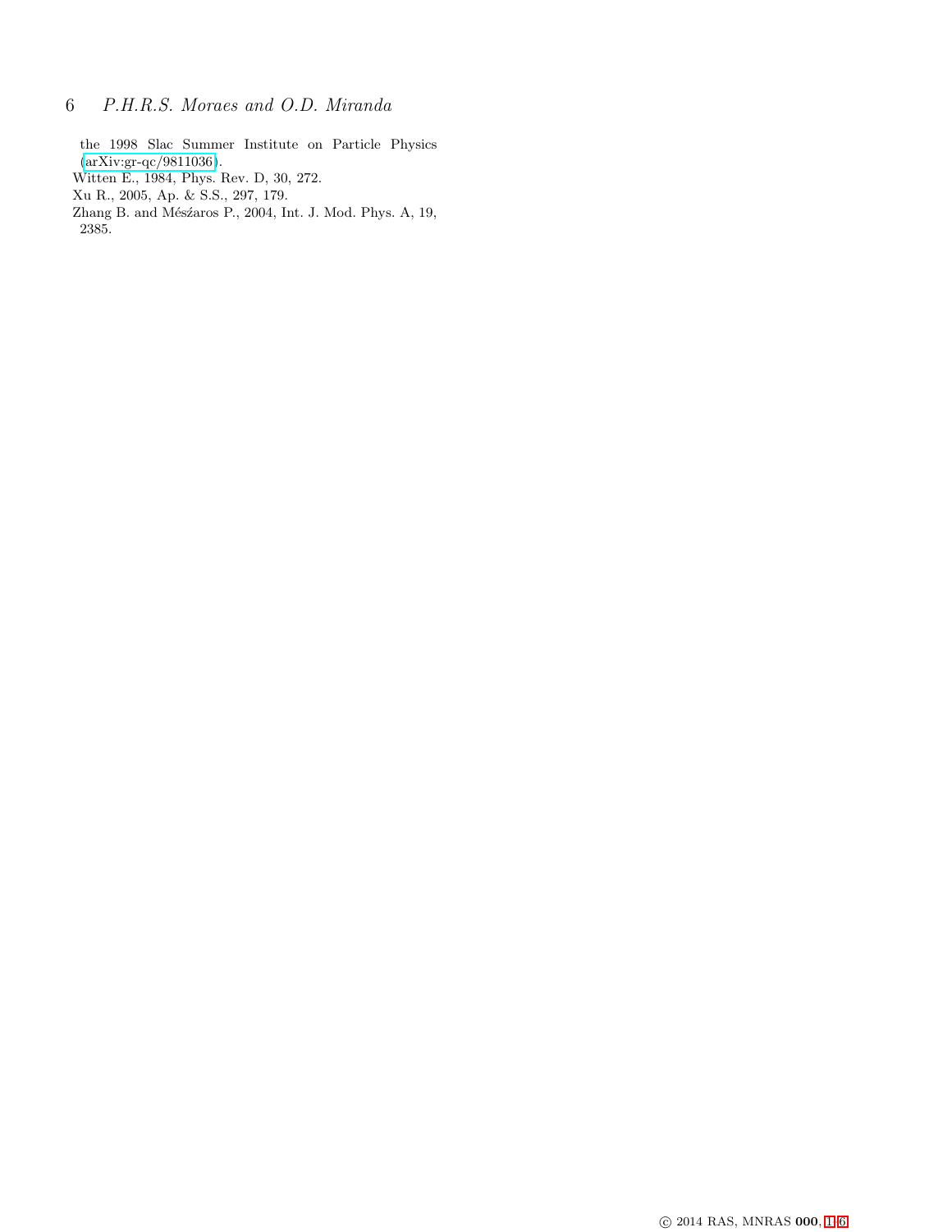the 1998 Slac Summer Institute on Particle Physics (arXiv:gr-qc/9811036).

Witten E., 1984, Phys. Rev. D, 30, 272.

Xu R., 2005, Ap. & S.S., 297, 179.

Zhang B. and Mésźaros P., 2004, Int. J. Mod. Phys. A, 19, 2385.